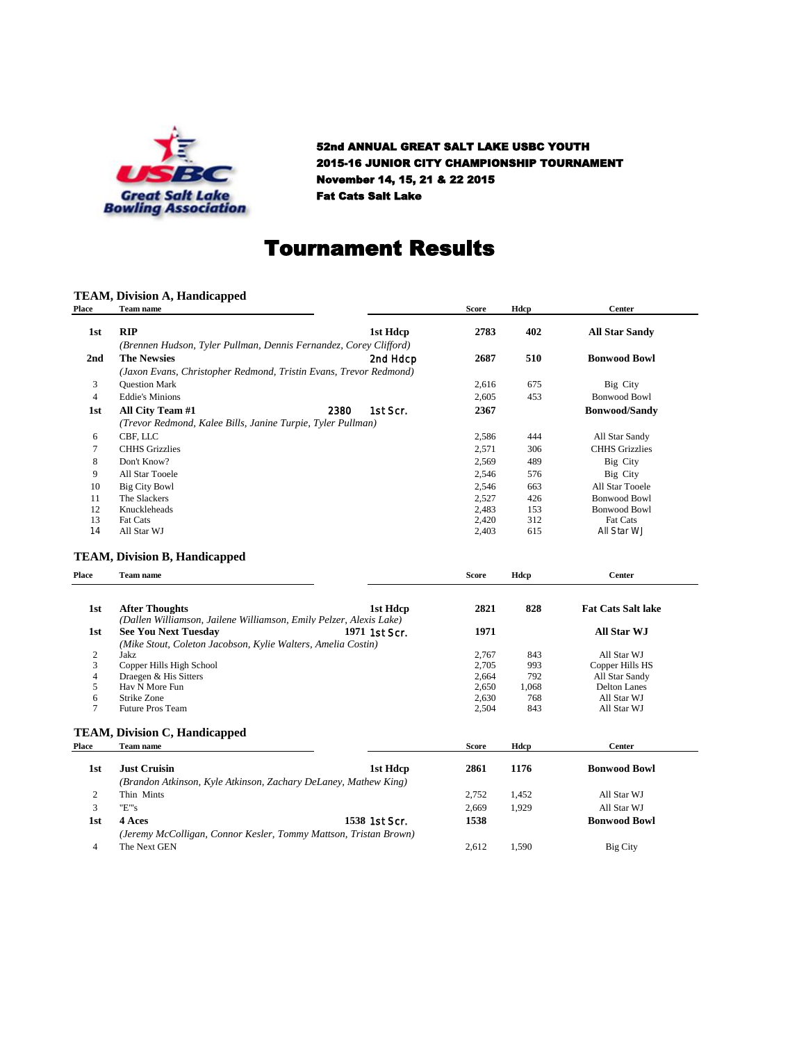**52nd ANNUAL GREAT SALT LAKE USBC YOUTH**
**2015-16 JUNIOR CITY CHAMPIONSHIP TOURNAMENT**
**November 14, 15, 21 & 22 2015**
**Fat Cats Salt Lake**

# Tournament Results

## TEAM, Division A, Handicapped

| Place | Team name | | Score | Hdcp | Center |
|---|---|---|---|---|---|
| **1st** | **RIP** | **1st Hdcp** | **2783** | **402** | **All Star Sandy** |
| | *(Brennen Hudson, Tyler Pullman, Dennis Fernandez, Corey Clifford)* | | | | |
| **2nd** | **The Newsies** | **2nd Hdcp** | **2687** | **510** | **Bonwood Bowl** |
| | *(Jaxon Evans, Christopher Redmond, Tristin Evans, Trevor Redmond)* | | | | |
| 3 | Question Mark | | 2,616 | 675 | Big City |
| 4 | Eddie's Minions | | 2,605 | 453 | Bonwood Bowl |
| **1st** | **All City Team #1** | **2380 1st Scr.** | **2367** | | **Bonwood/Sandy** |
| | *(Trevor Redmond, Kalee Bills, Janine Turpie, Tyler Pullman)* | | | | |
| 6 | CBF, LLC | | 2,586 | 444 | All Star Sandy |
| 7 | CHHS Grizzlies | | 2,571 | 306 | CHHS Grizzlies |
| 8 | Don't Know? | | 2,569 | 489 | Big City |
| 9 | All Star Tooele | | 2,546 | 576 | Big City |
| 10 | Big City Bowl | | 2,546 | 663 | All Star Tooele |
| 11 | The Slackers | | 2,527 | 426 | Bonwood Bowl |
| 12 | Knuckleheads | | 2,483 | 153 | Bonwood Bowl |
| 13 | Fat Cats | | 2,420 | 312 | Fat Cats |
| 14 | All Star WJ | | 2,403 | 615 | All Star WJ |

## TEAM, Division B, Handicapped

| Place | Team name | | Score | Hdcp | Center |
|---|---|---|---|---|---|
| **1st** | **After Thoughts** | **1st Hdcp** | **2821** | **828** | **Fat Cats Salt lake** |
| | *(Dallen Williamson, Jailene Williamson, Emily Pelzer, Alexis Lake)* | | | | |
| **1st** | **See You Next Tuesday** | **1971 1st Scr.** | **1971** | | **All Star WJ** |
| | *(Mike Stout, Coleton Jacobson, Kylie Walters, Amelia Costin)* | | | | |
| 2 | Jakz | | 2,767 | 843 | All Star WJ |
| 3 | Copper Hills High School | | 2,705 | 993 | Copper Hills HS |
| 4 | Draegen & His Sitters | | 2,664 | 792 | All Star Sandy |
| 5 | Hav N More Fun | | 2,650 | 1,068 | Delton Lanes |
| 6 | Strike Zone | | 2,630 | 768 | All Star WJ |
| 7 | Future Pros Team | | 2,504 | 843 | All Star WJ |

## TEAM, Division C, Handicapped

| Place | Team name | | Score | Hdcp | Center |
|---|---|---|---|---|---|
| **1st** | **Just Cruisin** | **1st Hdcp** | **2861** | **1176** | **Bonwood Bowl** |
| | *(Brandon Atkinson, Kyle Atkinson, Zachary DeLaney, Mathew King)* | | | | |
| 2 | Thin Mints | | 2,752 | 1,452 | All Star WJ |
| 3 | "E"'s | | 2,669 | 1,929 | All Star WJ |
| **1st** | **4 Aces** | **1538 1st Scr.** | **1538** | | **Bonwood Bowl** |
| | *(Jeremy McColligan, Connor Kesler, Tommy Mattson, Tristan Brown)* | | | | |
| 4 | The Next GEN | | 2,612 | 1,590 | Big City |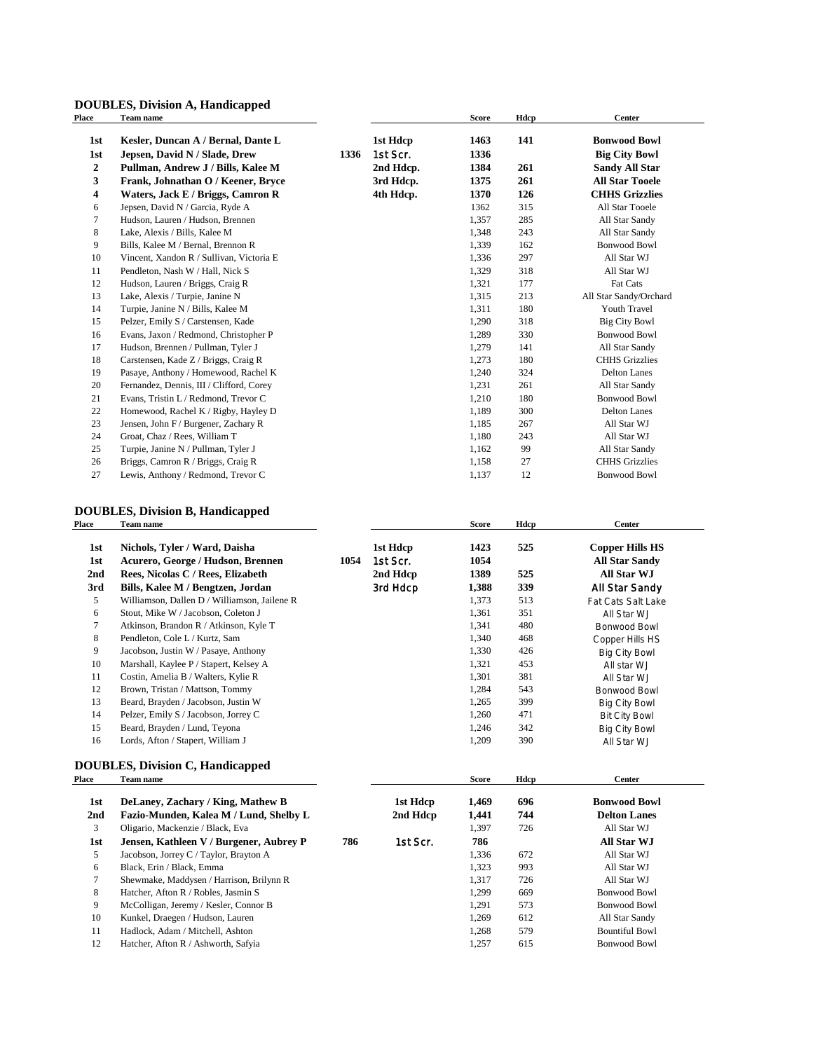## DOUBLES, Division A, Handicapped

| Place | Team name | | | Score | Hdcp | Center |
|---|---|---|---|---|---|---|
| **1st** | **Kesler, Duncan A / Bernal, Dante L** | | **1st Hdcp** | **1463** | **141** | **Bonwood Bowl** |
| **1st** | **Jepsen, David N / Slade, Drew** | **1336** | **1st Scr.** | **1336** | | **Big City Bowl** |
| **2** | **Pullman, Andrew J / Bills, Kalee M** | | **2nd Hdcp.** | **1384** | **261** | **Sandy All Star** |
| **3** | **Frank, Johnathan O / Keener, Bryce** | | **3rd Hdcp.** | **1375** | **261** | **All Star Tooele** |
| **4** | **Waters, Jack E / Briggs, Camron R** | | **4th Hdcp.** | **1370** | **126** | **CHHS Grizzlies** |
| 6 | Jepsen, David N / Garcia, Ryde A | | | 1362 | 315 | All Star Tooele |
| 7 | Hudson, Lauren / Hudson, Brennen | | | 1,357 | 285 | All Star Sandy |
| 8 | Lake, Alexis / Bills, Kalee M | | | 1,348 | 243 | All Star Sandy |
| 9 | Bills, Kalee M / Bernal, Brennon R | | | 1,339 | 162 | Bonwood Bowl |
| 10 | Vincent, Xandon R / Sullivan, Victoria E | | | 1,336 | 297 | All Star WJ |
| 11 | Pendleton, Nash W / Hall, Nick S | | | 1,329 | 318 | All Star WJ |
| 12 | Hudson, Lauren / Briggs, Craig R | | | 1,321 | 177 | Fat Cats |
| 13 | Lake, Alexis / Turpie, Janine N | | | 1,315 | 213 | All Star Sandy/Orchard |
| 14 | Turpie, Janine N / Bills, Kalee M | | | 1,311 | 180 | Youth Travel |
| 15 | Pelzer, Emily S / Carstensen, Kade | | | 1,290 | 318 | Big City Bowl |
| 16 | Evans, Jaxon / Redmond, Christopher P | | | 1,289 | 330 | Bonwood Bowl |
| 17 | Hudson, Brennen / Pullman, Tyler J | | | 1,279 | 141 | All Star Sandy |
| 18 | Carstensen, Kade Z / Briggs, Craig R | | | 1,273 | 180 | CHHS Grizzlies |
| 19 | Pasaye, Anthony / Homewood, Rachel K | | | 1,240 | 324 | Delton Lanes |
| 20 | Fernandez, Dennis, III / Clifford, Corey | | | 1,231 | 261 | All Star Sandy |
| 21 | Evans, Tristin L / Redmond, Trevor C | | | 1,210 | 180 | Bonwood Bowl |
| 22 | Homewood, Rachel K / Rigby, Hayley D | | | 1,189 | 300 | Delton Lanes |
| 23 | Jensen, John F / Burgener, Zachary R | | | 1,185 | 267 | All Star WJ |
| 24 | Groat, Chaz / Rees, William T | | | 1,180 | 243 | All Star WJ |
| 25 | Turpie, Janine N / Pullman, Tyler J | | | 1,162 | 99 | All Star Sandy |
| 26 | Briggs, Camron R / Briggs, Craig R | | | 1,158 | 27 | CHHS Grizzlies |
| 27 | Lewis, Anthony / Redmond, Trevor C | | | 1,137 | 12 | Bonwood Bowl |

## DOUBLES, Division B, Handicapped

| Place | Team name | | | Score | Hdcp | Center |
|---|---|---|---|---|---|---|
| **1st** | **Nichols, Tyler / Ward, Daisha** | | **1st Hdcp** | **1423** | **525** | **Copper Hills HS** |
| **1st** | **Acurero, George / Hudson, Brennen** | **1054** | **1st Scr.** | **1054** | | **All Star Sandy** |
| **2nd** | **Rees, Nicolas C / Rees, Elizabeth** | | **2nd Hdcp** | **1389** | **525** | **All Star WJ** |
| **3rd** | **Bills, Kalee M / Bengtzen, Jordan** | | **3rd Hdcp** | **1,388** | **339** | **All Star Sandy** |
| 5 | Williamson, Dallen D / Williamson, Jailene R | | | 1,373 | 513 | Fat Cats Salt Lake |
| 6 | Stout, Mike W / Jacobson, Coleton J | | | 1,361 | 351 | All Star WJ |
| 7 | Atkinson, Brandon R / Atkinson, Kyle T | | | 1,341 | 480 | Bonwood Bowl |
| 8 | Pendleton, Cole L / Kurtz, Sam | | | 1,340 | 468 | Copper Hills HS |
| 9 | Jacobson, Justin W / Pasaye, Anthony | | | 1,330 | 426 | Big City Bowl |
| 10 | Marshall, Kaylee P / Stapert, Kelsey A | | | 1,321 | 453 | All star WJ |
| 11 | Costin, Amelia B / Walters, Kylie R | | | 1,301 | 381 | All Star WJ |
| 12 | Brown, Tristan / Mattson, Tommy | | | 1,284 | 543 | Bonwood Bowl |
| 13 | Beard, Brayden / Jacobson, Justin W | | | 1,265 | 399 | Big City Bowl |
| 14 | Pelzer, Emily S / Jacobson, Jorrey C | | | 1,260 | 471 | Bit City Bowl |
| 15 | Beard, Brayden / Lund, Teyona | | | 1,246 | 342 | Big City Bowl |
| 16 | Lords, Afton / Stapert, William J | | | 1,209 | 390 | All Star WJ |

## DOUBLES, Division C, Handicapped

| Place | Team name | | | Score | Hdcp | Center |
|---|---|---|---|---|---|---|
| **1st** | **DeLaney, Zachary / King, Mathew B** | | **1st Hdcp** | **1,469** | **696** | **Bonwood Bowl** |
| **2nd** | **Fazio-Munden, Kalea M / Lund, Shelby L** | | **2nd Hdcp** | **1,441** | **744** | **Delton Lanes** |
| 3 | Oligario, Mackenzie / Black, Eva | | | 1,397 | 726 | All Star WJ |
| **1st** | **Jensen, Kathleen V / Burgener, Aubrey P** | **786** | **1st Scr.** | **786** | | **All Star WJ** |
| 5 | Jacobson, Jorrey C / Taylor, Brayton A | | | 1,336 | 672 | All Star WJ |
| 6 | Black, Erin / Black, Emma | | | 1,323 | 993 | All Star WJ |
| 7 | Shewmake, Maddysen / Harrison, Brilynn R | | | 1,317 | 726 | All Star WJ |
| 8 | Hatcher, Afton R / Robles, Jasmin S | | | 1,299 | 669 | Bonwood Bowl |
| 9 | McColligan, Jeremy / Kesler, Connor B | | | 1,291 | 573 | Bonwood Bowl |
| 10 | Kunkel, Draegen / Hudson, Lauren | | | 1,269 | 612 | All Star Sandy |
| 11 | Hadlock, Adam / Mitchell, Ashton | | | 1,268 | 579 | Bountiful Bowl |
| 12 | Hatcher, Afton R / Ashworth, Safyia | | | 1,257 | 615 | Bonwood Bowl |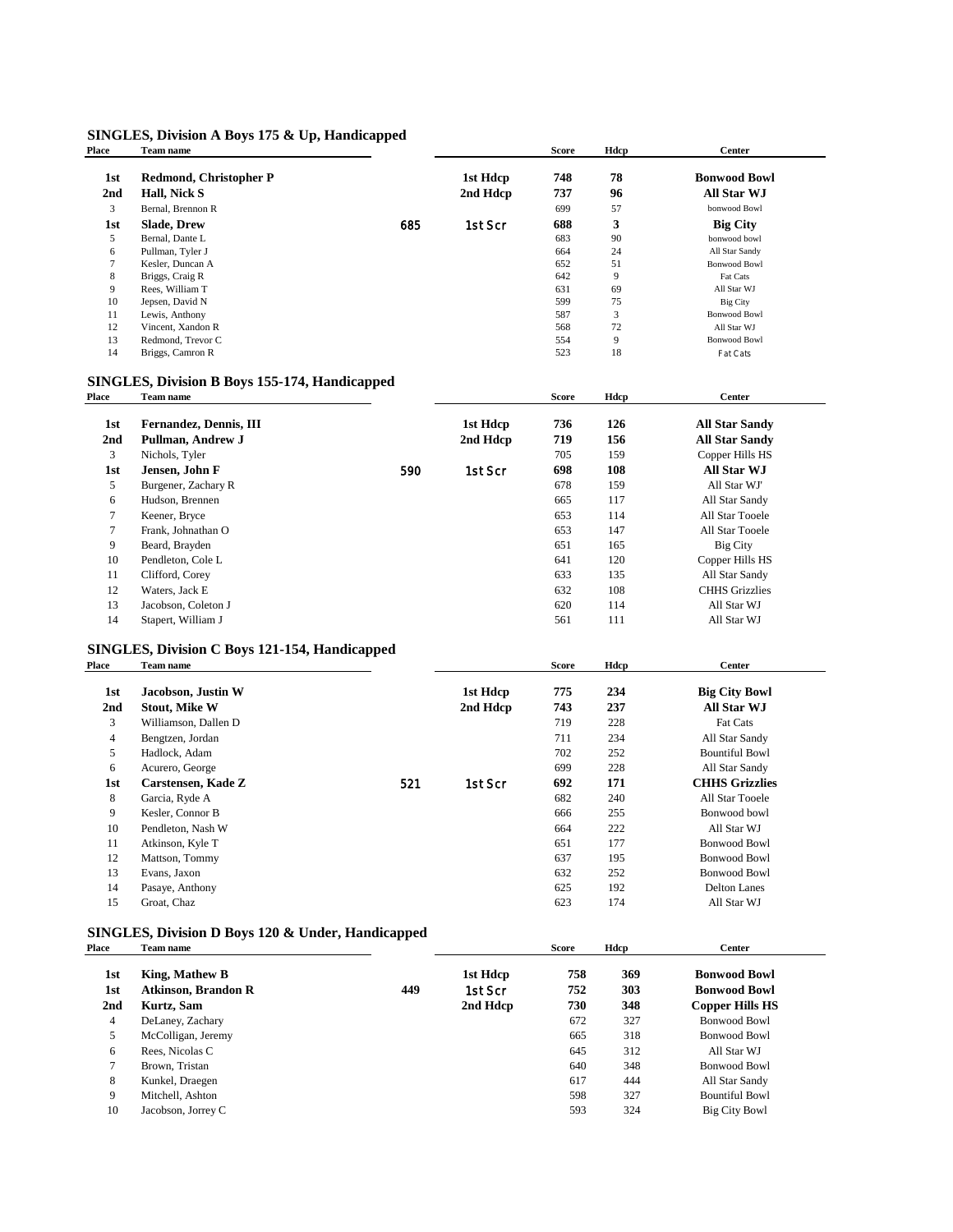## SINGLES, Division A Boys 175 & Up, Handicapped

| Place | Team name | | | Score | Hdcp | Center |
|---|---|---|---|---|---|---|
| **1st** | **Redmond, Christopher P** | | **1st Hdcp** | **748** | **78** | **Bonwood Bowl** |
| **2nd** | **Hall, Nick S** | | **2nd Hdcp** | **737** | **96** | **All Star WJ** |
| 3 | Bernal, Brennon R | | | 699 | 57 | bonwood Bowl |
| **1st** | **Slade, Drew** | **685** | **1st Scr** | **688** | **3** | **Big City** |
| 5 | Bernal, Dante L | | | 683 | 90 | bonwood bowl |
| 6 | Pullman, Tyler J | | | 664 | 24 | All Star Sandy |
| 7 | Kesler, Duncan A | | | 652 | 51 | Bonwood Bowl |
| 8 | Briggs, Craig R | | | 642 | 9 | Fat Cats |
| 9 | Rees, William T | | | 631 | 69 | All Star WJ |
| 10 | Jepsen, David N | | | 599 | 75 | Big City |
| 11 | Lewis, Anthony | | | 587 | 3 | Bonwood Bowl |
| 12 | Vincent, Xandon R | | | 568 | 72 | All Star WJ |
| 13 | Redmond, Trevor C | | | 554 | 9 | Bonwood Bowl |
| 14 | Briggs, Camron R | | | 523 | 18 | Fat Cats |

## SINGLES, Division B Boys 155-174, Handicapped

| Place | Team name | | | Score | Hdcp | Center |
|---|---|---|---|---|---|---|
| **1st** | **Fernandez, Dennis, III** | | **1st Hdcp** | **736** | **126** | **All Star Sandy** |
| **2nd** | **Pullman, Andrew J** | | **2nd Hdcp** | **719** | **156** | **All Star Sandy** |
| 3 | Nichols, Tyler | | | 705 | 159 | Copper Hills HS |
| **1st** | **Jensen, John F** | **590** | **1st Scr** | **698** | **108** | **All Star WJ** |
| 5 | Burgener, Zachary R | | | 678 | 159 | All Star WJ' |
| 6 | Hudson, Brennen | | | 665 | 117 | All Star Sandy |
| 7 | Keener, Bryce | | | 653 | 114 | All Star Tooele |
| 7 | Frank, Johnathan O | | | 653 | 147 | All Star Tooele |
| 9 | Beard, Brayden | | | 651 | 165 | Big City |
| 10 | Pendleton, Cole L | | | 641 | 120 | Copper Hills HS |
| 11 | Clifford, Corey | | | 633 | 135 | All Star Sandy |
| 12 | Waters, Jack E | | | 632 | 108 | CHHS Grizzlies |
| 13 | Jacobson, Coleton J | | | 620 | 114 | All Star WJ |
| 14 | Stapert, William J | | | 561 | 111 | All Star WJ |

## SINGLES, Division C Boys 121-154, Handicapped

| Place | Team name | | | Score | Hdcp | Center |
|---|---|---|---|---|---|---|
| **1st** | **Jacobson, Justin W** | | **1st Hdcp** | **775** | **234** | **Big City Bowl** |
| **2nd** | **Stout, Mike W** | | **2nd Hdcp** | **743** | **237** | **All Star WJ** |
| 3 | Williamson, Dallen D | | | 719 | 228 | Fat Cats |
| 4 | Bengtzen, Jordan | | | 711 | 234 | All Star Sandy |
| 5 | Hadlock, Adam | | | 702 | 252 | Bountiful Bowl |
| 6 | Acurero, George | | | 699 | 228 | All Star Sandy |
| **1st** | **Carstensen, Kade Z** | **521** | **1st Scr** | **692** | **171** | **CHHS Grizzlies** |
| 8 | Garcia, Ryde A | | | 682 | 240 | All Star Tooele |
| 9 | Kesler, Connor B | | | 666 | 255 | Bonwood bowl |
| 10 | Pendleton, Nash W | | | 664 | 222 | All Star WJ |
| 11 | Atkinson, Kyle T | | | 651 | 177 | Bonwood Bowl |
| 12 | Mattson, Tommy | | | 637 | 195 | Bonwood Bowl |
| 13 | Evans, Jaxon | | | 632 | 252 | Bonwood Bowl |
| 14 | Pasaye, Anthony | | | 625 | 192 | Delton Lanes |
| 15 | Groat, Chaz | | | 623 | 174 | All Star WJ |

## SINGLES, Division D Boys 120 & Under, Handicapped

| Place | Team name | | | Score | Hdcp | Center |
|---|---|---|---|---|---|---|
| **1st** | **King, Mathew B** | | **1st Hdcp** | **758** | **369** | **Bonwood Bowl** |
| **1st** | **Atkinson, Brandon R** | **449** | **1st Scr** | **752** | **303** | **Bonwood Bowl** |
| **2nd** | **Kurtz, Sam** | | **2nd Hdcp** | **730** | **348** | **Copper Hills HS** |
| 4 | DeLaney, Zachary | | | 672 | 327 | Bonwood Bowl |
| 5 | McColligan, Jeremy | | | 665 | 318 | Bonwood Bowl |
| 6 | Rees, Nicolas C | | | 645 | 312 | All Star WJ |
| 7 | Brown, Tristan | | | 640 | 348 | Bonwood Bowl |
| 8 | Kunkel, Draegen | | | 617 | 444 | All Star Sandy |
| 9 | Mitchell, Ashton | | | 598 | 327 | Bountiful Bowl |
| 10 | Jacobson, Jorrey C | | | 593 | 324 | Big City Bowl |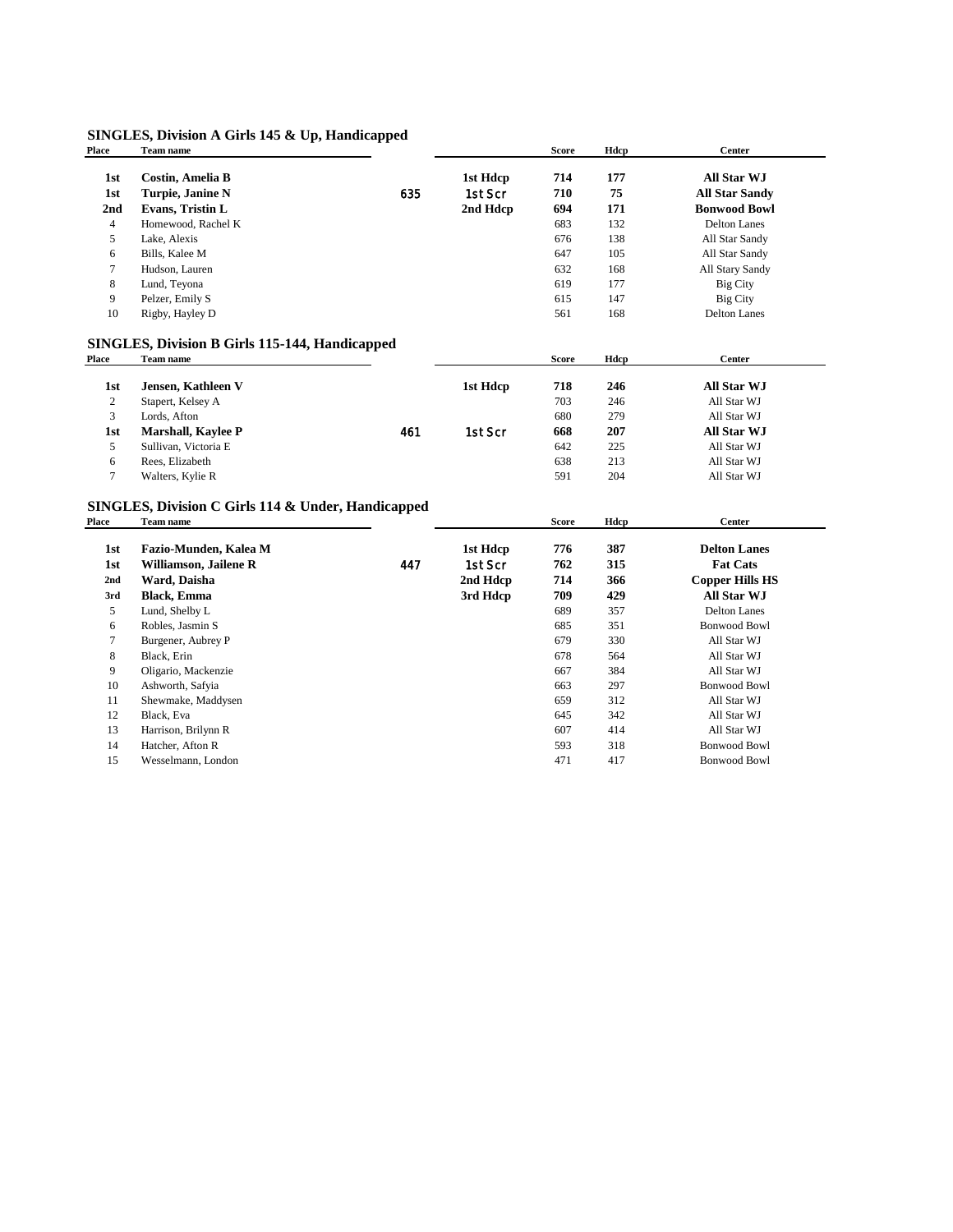## SINGLES, Division A Girls 145 & Up, Handicapped

| Place | Team name | | | Score | Hdcp | Center |
|---|---|---|---|---|---|---|
| **1st** | **Costin, Amelia B** | | **1st Hdcp** | **714** | **177** | **All Star WJ** |
| **1st** | **Turpie, Janine N** | **635** | **1st Scr** | **710** | **75** | **All Star Sandy** |
| **2nd** | **Evans, Tristin L** | | **2nd Hdcp** | **694** | **171** | **Bonwood Bowl** |
| 4 | Homewood, Rachel K | | | 683 | 132 | Delton Lanes |
| 5 | Lake, Alexis | | | 676 | 138 | All Star Sandy |
| 6 | Bills, Kalee M | | | 647 | 105 | All Star Sandy |
| 7 | Hudson, Lauren | | | 632 | 168 | All Stary Sandy |
| 8 | Lund, Teyona | | | 619 | 177 | Big City |
| 9 | Pelzer, Emily S | | | 615 | 147 | Big City |
| 10 | Rigby, Hayley D | | | 561 | 168 | Delton Lanes |

## SINGLES, Division B Girls 115-144, Handicapped

| Place | Team name | | | Score | Hdcp | Center |
|---|---|---|---|---|---|---|
| **1st** | **Jensen, Kathleen V** | | **1st Hdcp** | **718** | **246** | **All Star WJ** |
| 2 | Stapert, Kelsey A | | | 703 | 246 | All Star WJ |
| 3 | Lords, Afton | | | 680 | 279 | All Star WJ |
| **1st** | **Marshall, Kaylee P** | **461** | **1st Scr** | **668** | **207** | **All Star WJ** |
| 5 | Sullivan, Victoria E | | | 642 | 225 | All Star WJ |
| 6 | Rees, Elizabeth | | | 638 | 213 | All Star WJ |
| 7 | Walters, Kylie R | | | 591 | 204 | All Star WJ |

## SINGLES, Division C Girls 114 & Under, Handicapped

| Place | Team name | | | Score | Hdcp | Center |
|---|---|---|---|---|---|---|
| **1st** | **Fazio-Munden, Kalea M** | | **1st Hdcp** | **776** | **387** | **Delton Lanes** |
| **1st** | **Williamson, Jailene R** | **447** | **1st Scr** | **762** | **315** | **Fat Cats** |
| **2nd** | **Ward, Daisha** | | **2nd Hdcp** | **714** | **366** | **Copper Hills HS** |
| **3rd** | **Black, Emma** | | **3rd Hdcp** | **709** | **429** | **All Star WJ** |
| 5 | Lund, Shelby L | | | 689 | 357 | Delton Lanes |
| 6 | Robles, Jasmin S | | | 685 | 351 | Bonwood Bowl |
| 7 | Burgener, Aubrey P | | | 679 | 330 | All Star WJ |
| 8 | Black, Erin | | | 678 | 564 | All Star WJ |
| 9 | Oligario, Mackenzie | | | 667 | 384 | All Star WJ |
| 10 | Ashworth, Safyia | | | 663 | 297 | Bonwood Bowl |
| 11 | Shewmake, Maddysen | | | 659 | 312 | All Star WJ |
| 12 | Black, Eva | | | 645 | 342 | All Star WJ |
| 13 | Harrison, Brilynn R | | | 607 | 414 | All Star WJ |
| 14 | Hatcher, Afton R | | | 593 | 318 | Bonwood Bowl |
| 15 | Wesselmann, London | | | 471 | 417 | Bonwood Bowl |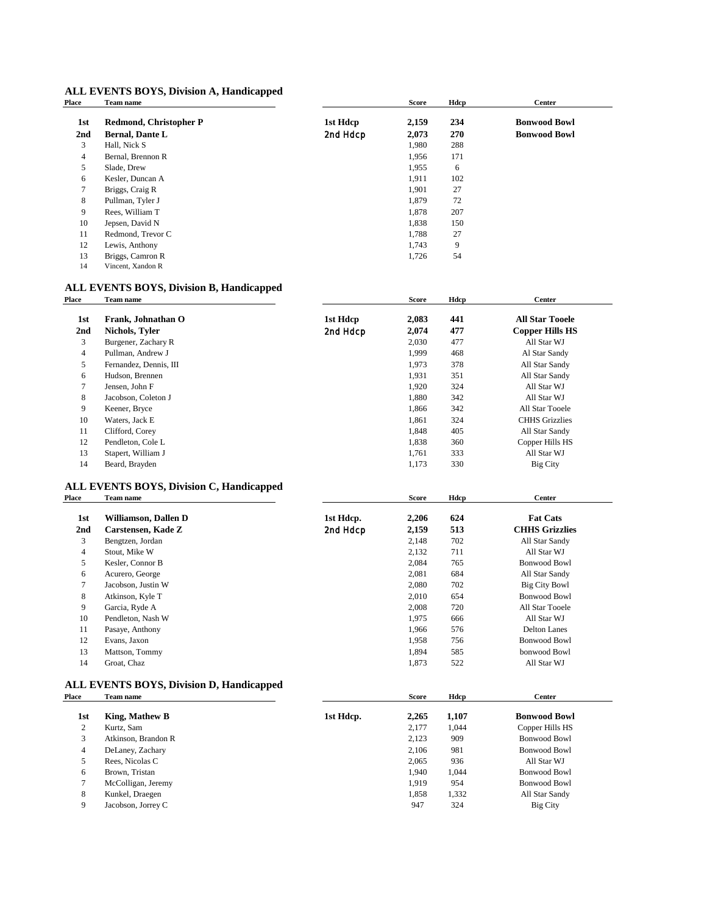## ALL EVENTS BOYS, Division A, Handicapped

| Place | Team name | | Score | Hdcp | Center |
|---|---|---|---|---|---|
| **1st** | **Redmond, Christopher P** | **1st Hdcp** | **2,159** | **234** | **Bonwood Bowl** |
| **2nd** | **Bernal, Dante L** | 2nd Hdcp | **2,073** | **270** | **Bonwood Bowl** |
| 3 | Hall, Nick S | | 1,980 | 288 | |
| 4 | Bernal, Brennon R | | 1,956 | 171 | |
| 5 | Slade, Drew | | 1,955 | 6 | |
| 6 | Kesler, Duncan A | | 1,911 | 102 | |
| 7 | Briggs, Craig R | | 1,901 | 27 | |
| 8 | Pullman, Tyler J | | 1,879 | 72 | |
| 9 | Rees, William T | | 1,878 | 207 | |
| 10 | Jepsen, David N | | 1,838 | 150 | |
| 11 | Redmond, Trevor C | | 1,788 | 27 | |
| 12 | Lewis, Anthony | | 1,743 | 9 | |
| 13 | Briggs, Camron R | | 1,726 | 54 | |
| 14 | Vincent, Xandon R | | | | |

## ALL EVENTS BOYS, Division B, Handicapped

| Place | Team name | | Score | Hdcp | Center |
|---|---|---|---|---|---|
| **1st** | **Frank, Johnathan O** | **1st Hdcp** | **2,083** | **441** | **All Star Tooele** |
| **2nd** | **Nichols, Tyler** | 2nd Hdcp | **2,074** | **477** | **Copper Hills HS** |
| 3 | Burgener, Zachary R | | 2,030 | 477 | All Star WJ |
| 4 | Pullman, Andrew J | | 1,999 | 468 | Al Star Sandy |
| 5 | Fernandez, Dennis, III | | 1,973 | 378 | All Star Sandy |
| 6 | Hudson, Brennen | | 1,931 | 351 | All Star Sandy |
| 7 | Jensen, John F | | 1,920 | 324 | All Star WJ |
| 8 | Jacobson, Coleton J | | 1,880 | 342 | All Star WJ |
| 9 | Keener, Bryce | | 1,866 | 342 | All Star Tooele |
| 10 | Waters, Jack E | | 1,861 | 324 | CHHS Grizzlies |
| 11 | Clifford, Corey | | 1,848 | 405 | All Star Sandy |
| 12 | Pendleton, Cole L | | 1,838 | 360 | Copper Hills HS |
| 13 | Stapert, William J | | 1,761 | 333 | All Star WJ |
| 14 | Beard, Brayden | | 1,173 | 330 | Big City |

## ALL EVENTS BOYS, Division C, Handicapped

| Place | Team name | | Score | Hdcp | Center |
|---|---|---|---|---|---|
| **1st** | **Williamson, Dallen D** | **1st Hdcp.** | **2,206** | **624** | **Fat Cats** |
| **2nd** | **Carstensen, Kade Z** | 2nd Hdcp | **2,159** | **513** | **CHHS Grizzlies** |
| 3 | Bengtzen, Jordan | | 2,148 | 702 | All Star Sandy |
| 4 | Stout, Mike W | | 2,132 | 711 | All Star WJ |
| 5 | Kesler, Connor B | | 2,084 | 765 | Bonwood Bowl |
| 6 | Acurero, George | | 2,081 | 684 | All Star Sandy |
| 7 | Jacobson, Justin W | | 2,080 | 702 | Big City Bowl |
| 8 | Atkinson, Kyle T | | 2,010 | 654 | Bonwood Bowl |
| 9 | Garcia, Ryde A | | 2,008 | 720 | All Star Tooele |
| 10 | Pendleton, Nash W | | 1,975 | 666 | All Star WJ |
| 11 | Pasaye, Anthony | | 1,966 | 576 | Delton Lanes |
| 12 | Evans, Jaxon | | 1,958 | 756 | Bonwood Bowl |
| 13 | Mattson, Tommy | | 1,894 | 585 | bonwood Bowl |
| 14 | Groat, Chaz | | 1,873 | 522 | All Star WJ |

## ALL EVENTS BOYS, Division D, Handicapped

| Place | Team name | | Score | Hdcp | Center |
|---|---|---|---|---|---|
| **1st** | **King, Mathew B** | **1st Hdcp.** | **2,265** | **1,107** | **Bonwood Bowl** |
| 2 | Kurtz, Sam | | 2,177 | 1,044 | Copper Hills HS |
| 3 | Atkinson, Brandon R | | 2,123 | 909 | Bonwood Bowl |
| 4 | DeLaney, Zachary | | 2,106 | 981 | Bonwood Bowl |
| 5 | Rees, Nicolas C | | 2,065 | 936 | All Star WJ |
| 6 | Brown, Tristan | | 1,940 | 1,044 | Bonwood Bowl |
| 7 | McColligan, Jeremy | | 1,919 | 954 | Bonwood Bowl |
| 8 | Kunkel, Draegen | | 1,858 | 1,332 | All Star Sandy |
| 9 | Jacobson, Jorrey C | | 947 | 324 | Big City |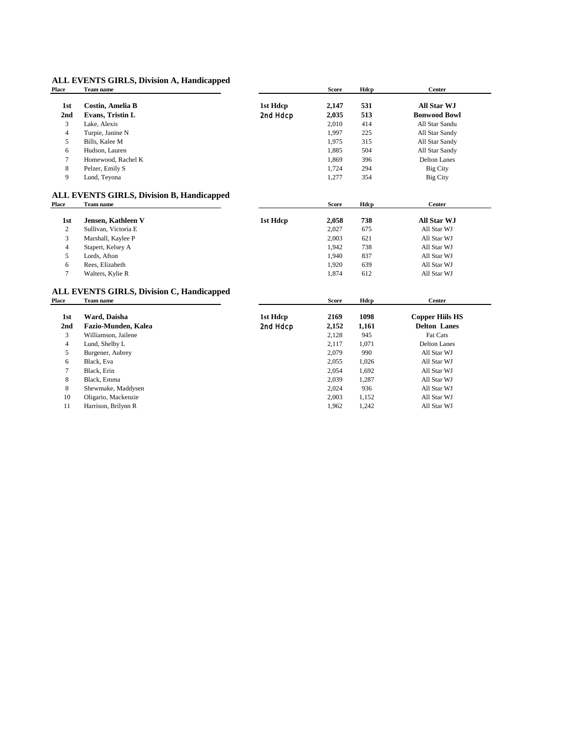## ALL EVENTS GIRLS, Division A, Handicapped

| Place | Team name | | Score | Hdcp | Center |
|---|---|---|---|---|---|
| **1st** | **Costin, Amelia B** | **1st Hdcp** | **2,147** | **531** | **All Star WJ** |
| **2nd** | **Evans, Tristin L** | **2nd Hdcp** | **2,035** | **513** | **Bonwood Bowl** |
| 3 | Lake, Alexis | | 2,010 | 414 | All Star Sandu |
| 4 | Turpie, Janine N | | 1,997 | 225 | All Star Sandy |
| 5 | Bills, Kalee M | | 1,975 | 315 | All Star Sandy |
| 6 | Hudson, Lauren | | 1,885 | 504 | All Star Sandy |
| 7 | Homewood, Rachel K | | 1,869 | 396 | Delton Lanes |
| 8 | Pelzer, Emily S | | 1,724 | 294 | Big City |
| 9 | Lund, Teyona | | 1,277 | 354 | Big City |

## ALL EVENTS GIRLS, Division B, Handicapped

| Place | Team name | | Score | Hdcp | Center |
|---|---|---|---|---|---|
| **1st** | **Jensen, Kathleen V** | **1st Hdcp** | **2,058** | **738** | **All Star WJ** |
| 2 | Sullivan, Victoria E | | 2,027 | 675 | All Star WJ |
| 3 | Marshall, Kaylee P | | 2,003 | 621 | All Star WJ |
| 4 | Stapert, Kelsey A | | 1,942 | 738 | All Star WJ |
| 5 | Lords, Afton | | 1,940 | 837 | All Star WJ |
| 6 | Rees, Elizabeth | | 1,920 | 639 | All Star WJ |
| 7 | Walters, Kylie R | | 1,874 | 612 | All Star WJ |

## ALL EVENTS GIRLS, Division C, Handicapped

| Place | Team name | | Score | Hdcp | Center |
|---|---|---|---|---|---|
| **1st** | **Ward, Daisha** | **1st Hdcp** | **2169** | **1098** | **Copper Hiils HS** |
| **2nd** | **Fazio-Munden, Kalea** | **2nd Hdcp** | **2,152** | **1,161** | **Delton Lanes** |
| 3 | Williamson, Jailene | | 2,128 | 945 | Fat Cats |
| 4 | Lund, Shelby L | | 2,117 | 1,071 | Delton Lanes |
| 5 | Burgener, Aubrey | | 2,079 | 990 | All Star WJ |
| 6 | Black, Eva | | 2,055 | 1,026 | All Star WJ |
| 7 | Black, Erin | | 2,054 | 1,692 | All Star WJ |
| 8 | Black, Emma | | 2,039 | 1,287 | All Star WJ |
| 8 | Shewmake, Maddysen | | 2,024 | 936 | All Star WJ |
| 10 | Oligario, Mackenzie | | 2,003 | 1,152 | All Star WJ |
| 11 | Harrison, Brilynn R | | 1,962 | 1,242 | All Star WJ |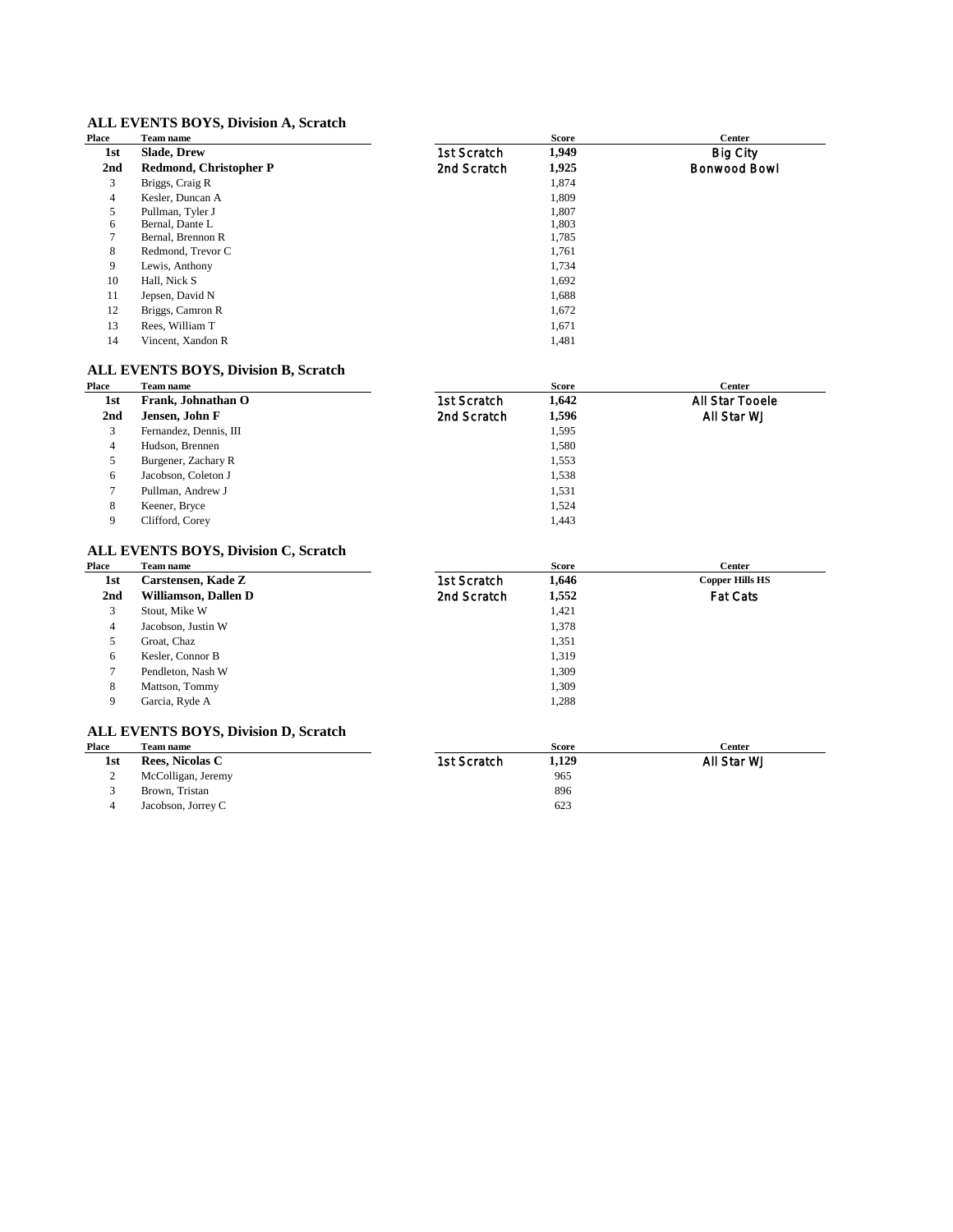## ALL EVENTS BOYS, Division A, Scratch

| Place | Team name | | Score | Center |
|---|---|---|---|---|
| **1st** | **Slade, Drew** | 1st Scratch | **1,949** | Big City |
| **2nd** | **Redmond, Christopher P** | 2nd Scratch | **1,925** | Bonwood Bowl |
| 3 | Briggs, Craig R | | 1,874 | |
| 4 | Kesler, Duncan A | | 1,809 | |
| 5 | Pullman, Tyler J | | 1,807 | |
| 6 | Bernal, Dante L | | 1,803 | |
| 7 | Bernal, Brennon R | | 1,785 | |
| 8 | Redmond, Trevor C | | 1,761 | |
| 9 | Lewis, Anthony | | 1,734 | |
| 10 | Hall, Nick S | | 1,692 | |
| 11 | Jepsen, David N | | 1,688 | |
| 12 | Briggs, Camron R | | 1,672 | |
| 13 | Rees, William T | | 1,671 | |
| 14 | Vincent, Xandon R | | 1,481 | |

## ALL EVENTS BOYS, Division B, Scratch

| Place | Team name | | Score | Center |
|---|---|---|---|---|
| **1st** | **Frank, Johnathan O** | 1st Scratch | **1,642** | All Star Tooele |
| **2nd** | **Jensen, John F** | 2nd Scratch | **1,596** | All Star WJ |
| 3 | Fernandez, Dennis, III | | 1,595 | |
| 4 | Hudson, Brennen | | 1,580 | |
| 5 | Burgener, Zachary R | | 1,553 | |
| 6 | Jacobson, Coleton J | | 1,538 | |
| 7 | Pullman, Andrew J | | 1,531 | |
| 8 | Keener, Bryce | | 1,524 | |
| 9 | Clifford, Corey | | 1,443 | |

## ALL EVENTS BOYS, Division C, Scratch

| Place | Team name | | Score | Center |
|---|---|---|---|---|
| **1st** | **Carstensen, Kade Z** | 1st Scratch | **1,646** | **Copper Hills HS** |
| **2nd** | **Williamson, Dallen D** | 2nd Scratch | **1,552** | Fat Cats |
| 3 | Stout, Mike W | | 1,421 | |
| 4 | Jacobson, Justin W | | 1,378 | |
| 5 | Groat, Chaz | | 1,351 | |
| 6 | Kesler, Connor B | | 1,319 | |
| 7 | Pendleton, Nash W | | 1,309 | |
| 8 | Mattson, Tommy | | 1,309 | |
| 9 | Garcia, Ryde A | | 1,288 | |

## ALL EVENTS BOYS, Division D, Scratch

| Place | Team name | | Score | Center |
|---|---|---|---|---|
| **1st** | **Rees, Nicolas C** | 1st Scratch | **1,129** | All Star WJ |
| 2 | McColligan, Jeremy | | 965 | |
| 3 | Brown, Tristan | | 896 | |
| 4 | Jacobson, Jorrey C | | 623 | |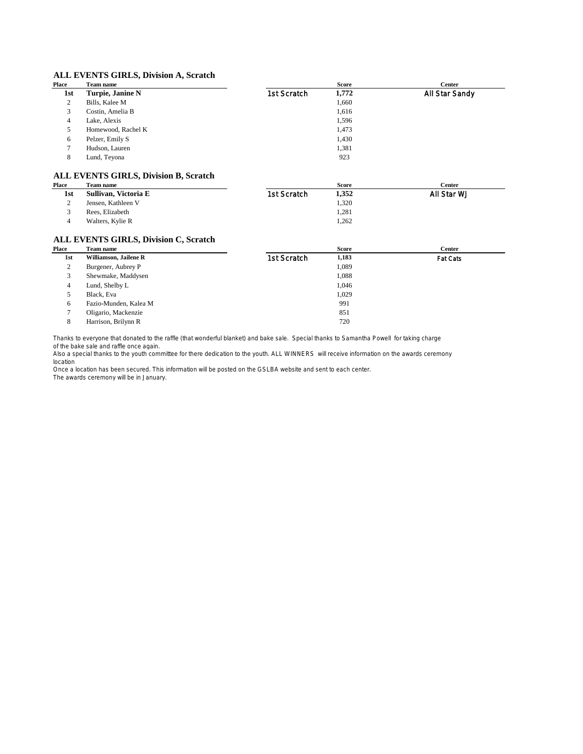### ALL EVENTS GIRLS, Division A, Scratch

| Place | Team name | | Score | Center |
|---|---|---|---|---|
| **1st** | **Turpie, Janine N** | 1st Scratch | **1,772** | All Star Sandy |
| 2 | Bills, Kalee M | | 1,660 | |
| 3 | Costin, Amelia B | | 1,616 | |
| 4 | Lake, Alexis | | 1,596 | |
| 5 | Homewood, Rachel K | | 1,473 | |
| 6 | Pelzer, Emily S | | 1,430 | |
| 7 | Hudson, Lauren | | 1,381 | |
| 8 | Lund, Teyona | | 923 | |

### ALL EVENTS GIRLS, Division B, Scratch

| Place | Team name | | Score | Center |
|---|---|---|---|---|
| **1st** | **Sullivan, Victoria E** | 1st Scratch | **1,352** | All Star WJ |
| 2 | Jensen, Kathleen V | | 1,320 | |
| 3 | Rees, Elizabeth | | 1,281 | |
| 4 | Walters, Kylie R | | 1,262 | |

### ALL EVENTS GIRLS, Division C, Scratch

| Place | Team name | | Score | Center |
|---|---|---|---|---|
| **1st** | **Williamson, Jailene R** | 1st Scratch | **1,183** | Fat Cats |
| 2 | Burgener, Aubrey P | | 1,089 | |
| 3 | Shewmake, Maddysen | | 1,088 | |
| 4 | Lund, Shelby L | | 1,046 | |
| 5 | Black, Eva | | 1,029 | |
| 6 | Fazio-Munden, Kalea M | | 991 | |
| 7 | Oligario, Mackenzie | | 851 | |
| 8 | Harrison, Brilynn R | | 720 | |

Thanks to everyone that donated to the raffle (that wonderful blanket) and bake sale. Special thanks to Samantha Powell for taking charge of the bake sale and raffle once again.
Also a special thanks to the youth committee for there dedication to the youth. ALL WINNERS will receive information on the awards ceremony location
Once a location has been secured. This information will be posted on the GSLBA website and sent to each center.
The awards ceremony will be in January.